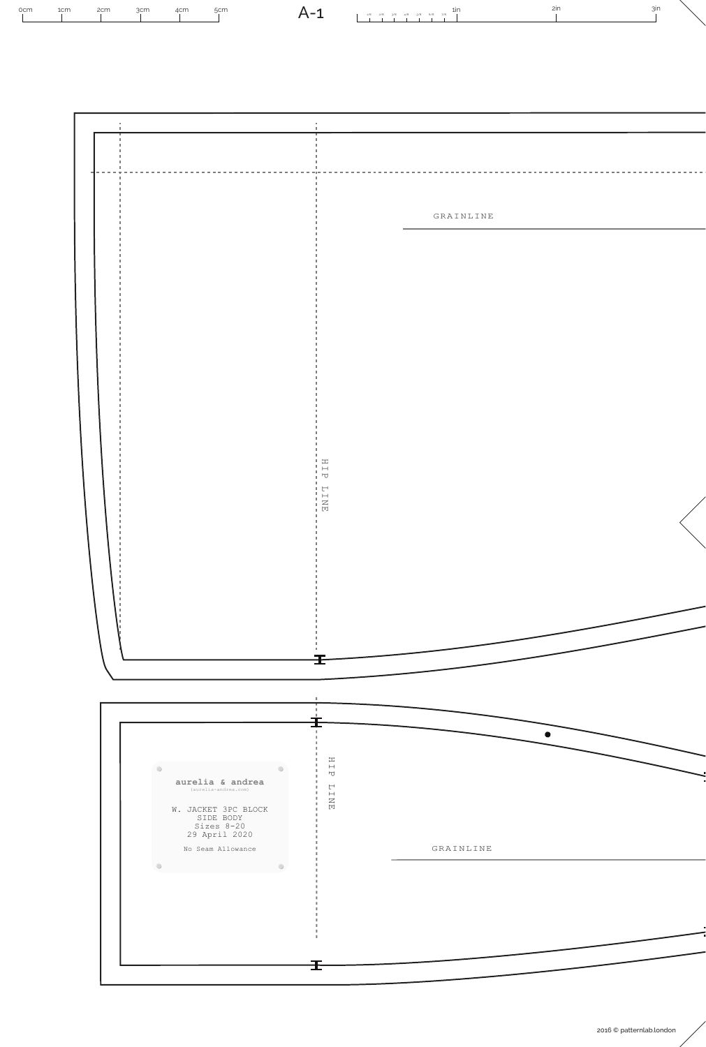A-1

0cm 1cm 2cm 3cm 4cm 5cm

1in 2in 3in

GRAINLINE

HIP LINE

HIP LINE

**aurelia & andrea**

(aurelia-andrea.com)

W. JACKET 3PC BLOCK
SIDE BODY
Sizes 8-20
29 April 2020

No Seam Allowance

GRAINLINE

2016 © patternlab.london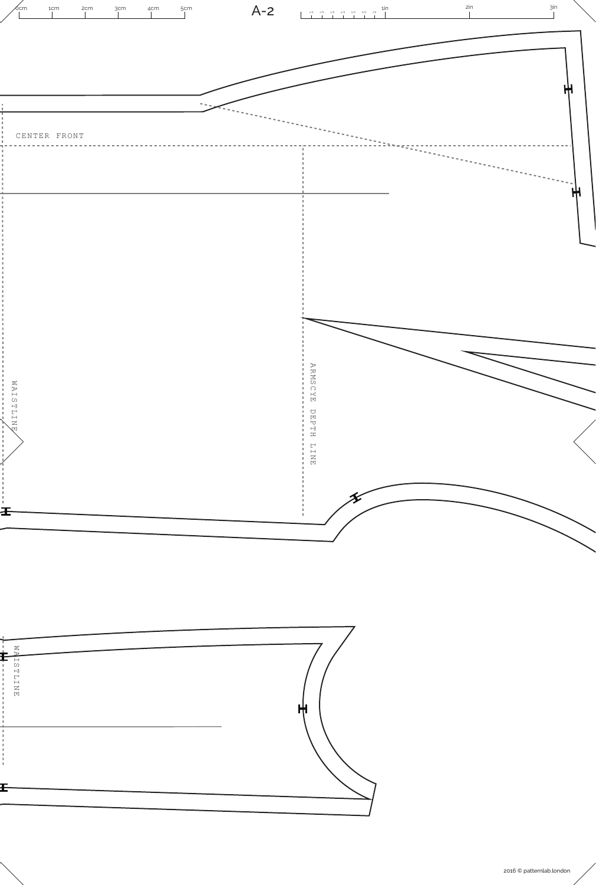A-2

0cm 1cm 2cm 3cm 4cm 5cm

1in 2in 3in

CENTER FRONT

WAISTLINE

ARMSCYE DEPTH LINE

WAISTLINE

2016 © patternlab.london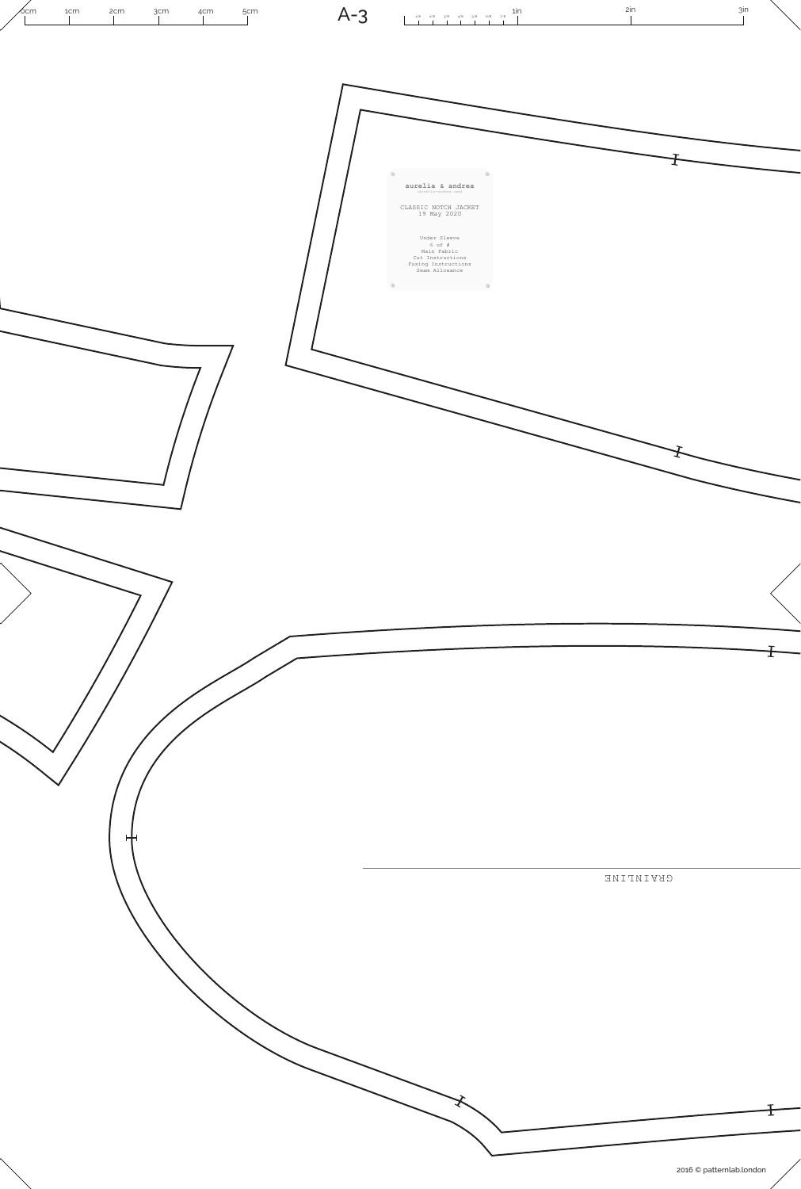A-3

0cm 1cm 2cm 3cm 4cm 5cm

1in 2in 3in

aurelia & andrea

CLASSIC NOTCH JACKET
19 May 2020

Under Sleeve
6 of #
Main Fabric
Cut Instructions
Fusing Instructions
Seam Allowance

GRAINLINE

2016 © patternlab.london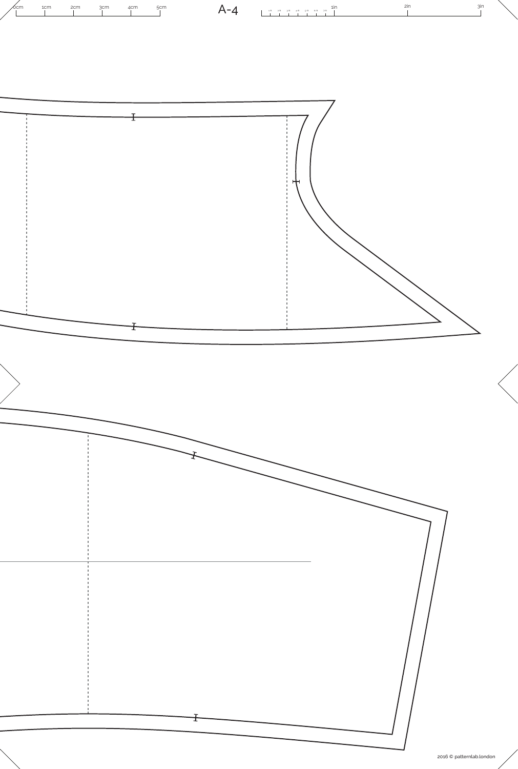A-4

0cm 1cm 2cm 3cm 4cm 5cm

1in 2in 3in

2016 © patternlab.london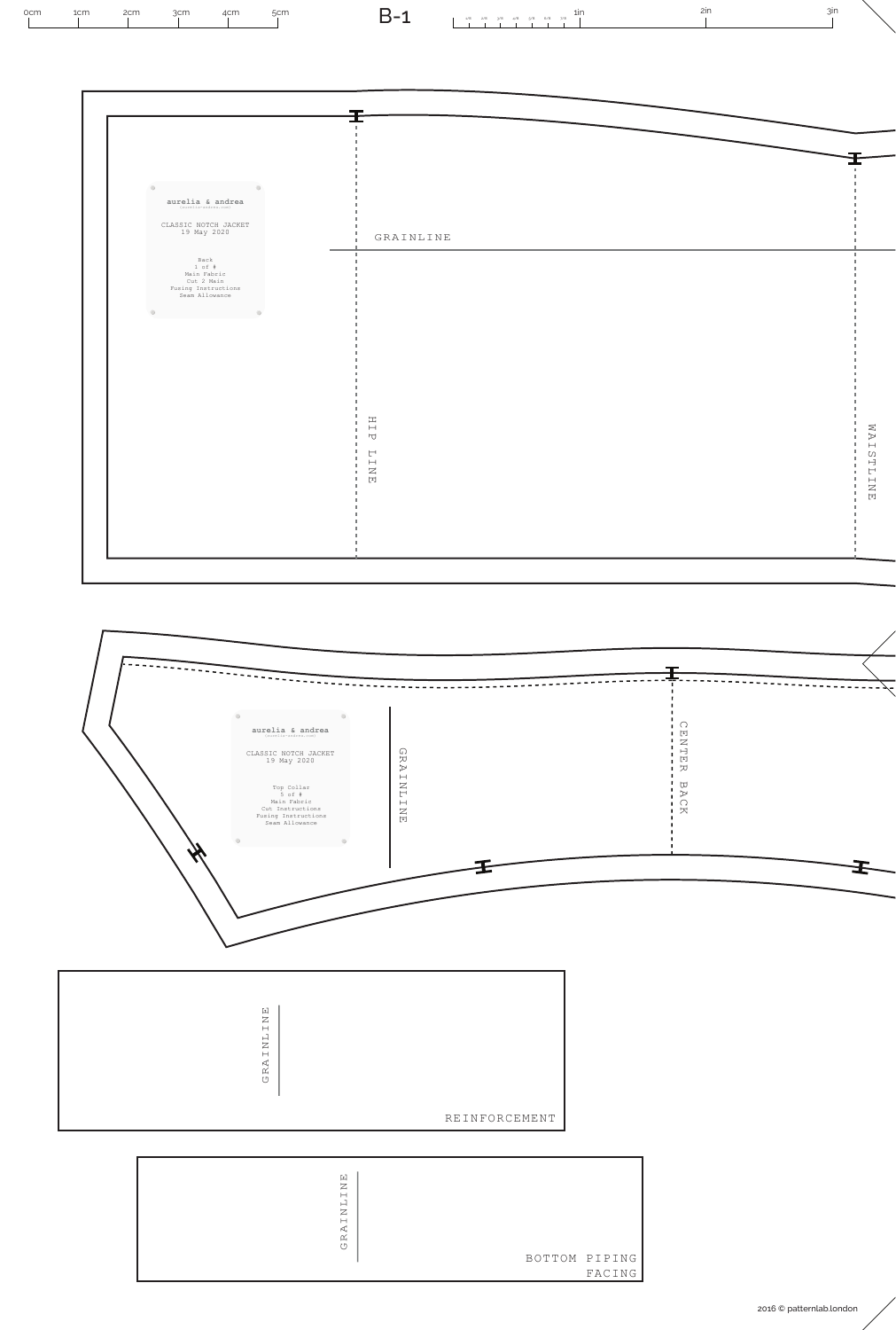B-1

0cm 1cm 2cm 3cm 4cm 5cm

1in 2in 3in

aurelia & andrea

CLASSIC NOTCH JACKET
19 May 2020

Back
1 of #
Main Fabric
Cut 2 Main
Fusing Instructions
Seam Allowance

GRAINLINE

HIP LINE

WAISTLINE

aurelia & andrea

CLASSIC NOTCH JACKET
19 May 2020

Top Collar
5 of #
Main Fabric
Cut Instructions
Fusing Instructions
Seam Allowance

GRAINLINE

CENTER BACK

GRAINLINE

REINFORCEMENT

GRAINLINE

BOTTOM PIPING
FACING

2016 © patternlab.london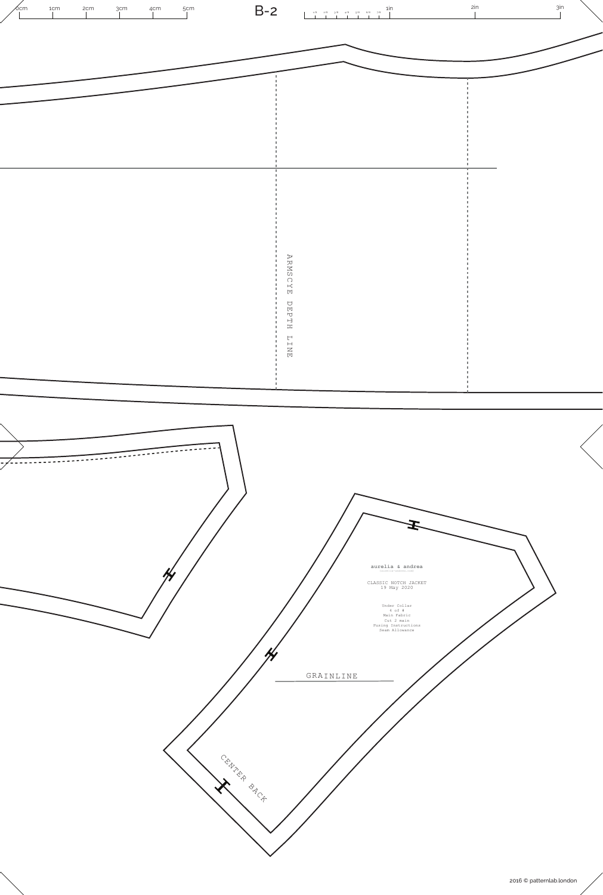B-2

0cm 1cm 2cm 3cm 4cm 5cm

1in 2in 3in

ARMSCYE DEPTH LINE

aurelia & andrea

CLASSIC NOTCH JACKET
19 May 2020

Under Collar
4 of 4
Main Fabric
Cut 2 main
Fusing Instructions
Seam Allowance

GRAINLINE

CENTER BACK

2016 © patternlab.london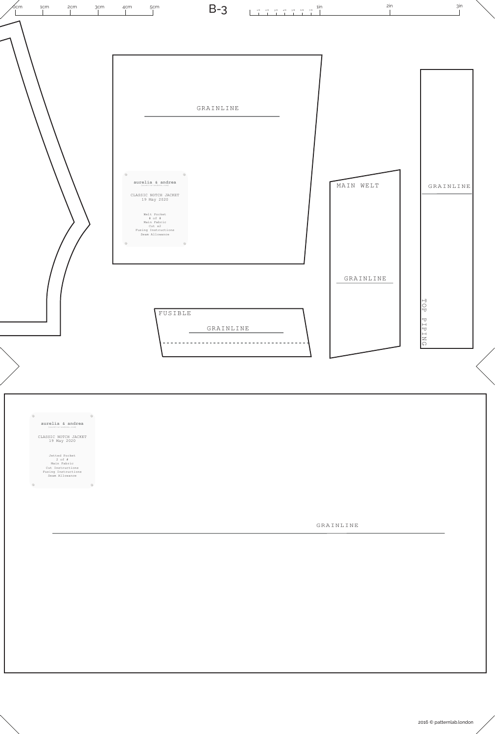B-3

0cm 1cm 2cm 3cm 4cm 5cm

1in 2in 3in

GRAINLINE

aurelia & andrea

CLASSIC NOTCH JACKET
19 May 2020

Welt Pocket
# of #
Main Fabric
Cut x2
Fusing Instructions
Seam Allowance

MAIN WELT

GRAINLINE

GRAINLINE

FUSIBLE

GRAINLINE

TOP PIPING

GRAINLINE

aurelia & andrea

CLASSIC NOTCH JACKET
19 May 2020

Jetted Pocket
2 of #
Main Fabric
Cut Instructions
Fusing Instructions
Seam Allowance

GRAINLINE

2016 © patternlab.london